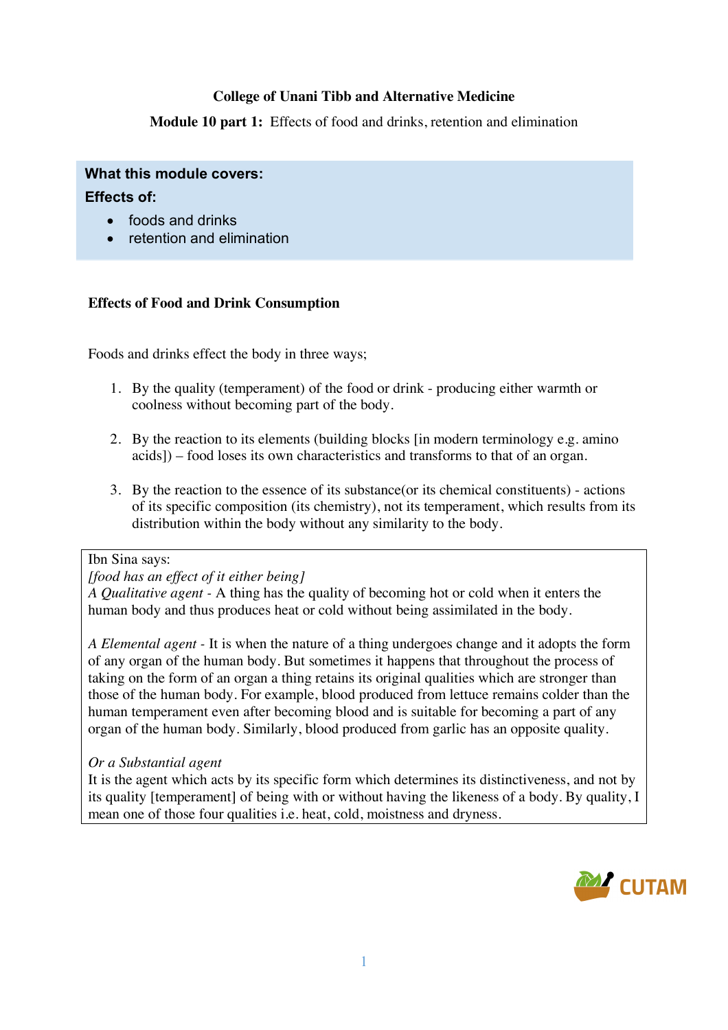**College of Unani Tibb and Alternative Medicine**

**Module 10 part 1:** Effects of food and drinks, retention and elimination

**What this module covers:**

**Effects of:**

- foods and drinks
- retention and elimination

## Effects of Food and Drink Consumption

Foods and drinks effect the body in three ways;

1. By the quality (temperament) of the food or drink - producing either warmth or coolness without becoming part of the body.

2. By the reaction to its elements (building blocks [in modern terminology e.g. amino acids]) – food loses its own characteristics and transforms to that of an organ.

3. By the reaction to the essence of its substance(or its chemical constituents) - actions of its specific composition (its chemistry), not its temperament, which results from its distribution within the body without any similarity to the body.

> Ibn Sina says:
> *[food has an effect of it either being]*
> *A Qualitative agent* - A thing has the quality of becoming hot or cold when it enters the human body and thus produces heat or cold without being assimilated in the body.
>
> *A Elemental agent* - It is when the nature of a thing undergoes change and it adopts the form of any organ of the human body. But sometimes it happens that throughout the process of taking on the form of an organ a thing retains its original qualities which are stronger than those of the human body. For example, blood produced from lettuce remains colder than the human temperament even after becoming blood and is suitable for becoming a part of any organ of the human body. Similarly, blood produced from garlic has an opposite quality.
>
> *Or a Substantial agent*
> It is the agent which acts by its specific form which determines its distinctiveness, and not by its quality [temperament] of being with or without having the likeness of a body. By quality, I mean one of those four qualities i.e. heat, cold, moistness and dryness.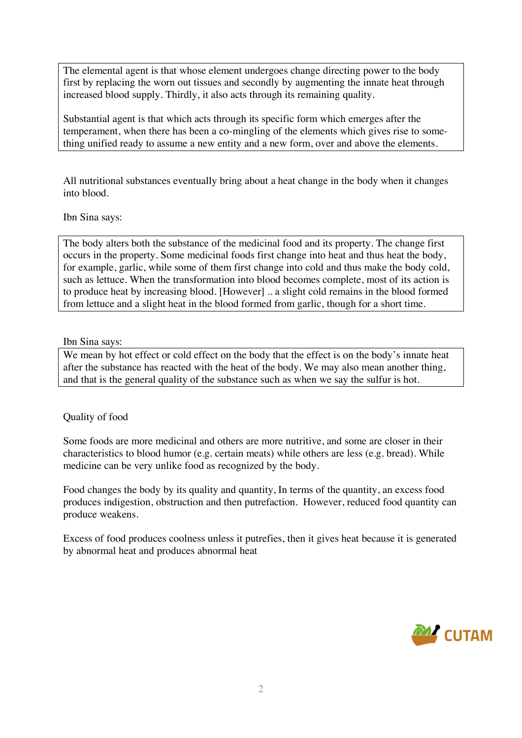> The elemental agent is that whose element undergoes change directing power to the body first by replacing the worn out tissues and secondly by augmenting the innate heat through increased blood supply. Thirdly, it also acts through its remaining quality.
>
> Substantial agent is that which acts through its specific form which emerges after the temperament, when there has been a co-mingling of the elements which gives rise to something unified ready to assume a new entity and a new form, over and above the elements.

All nutritional substances eventually bring about a heat change in the body when it changes into blood.

Ibn Sina says:

> The body alters both the substance of the medicinal food and its property. The change first occurs in the property. Some medicinal foods first change into heat and thus heat the body, for example, garlic, while some of them first change into cold and thus make the body cold, such as lettuce. When the transformation into blood becomes complete, most of its action is to produce heat by increasing blood. [However] .. a slight cold remains in the blood formed from lettuce and a slight heat in the blood formed from garlic, though for a short time.

Ibn Sina says:

> We mean by hot effect or cold effect on the body that the effect is on the body's innate heat after the substance has reacted with the heat of the body. We may also mean another thing, and that is the general quality of the substance such as when we say the sulfur is hot.

Quality of food

Some foods are more medicinal and others are more nutritive, and some are closer in their characteristics to blood humor (e.g. certain meats) while others are less (e.g. bread). While medicine can be very unlike food as recognized by the body.

Food changes the body by its quality and quantity, In terms of the quantity, an excess food produces indigestion, obstruction and then putrefaction. However, reduced food quantity can produce weakens.

Excess of food produces coolness unless it putrefies, then it gives heat because it is generated by abnormal heat and produces abnormal heat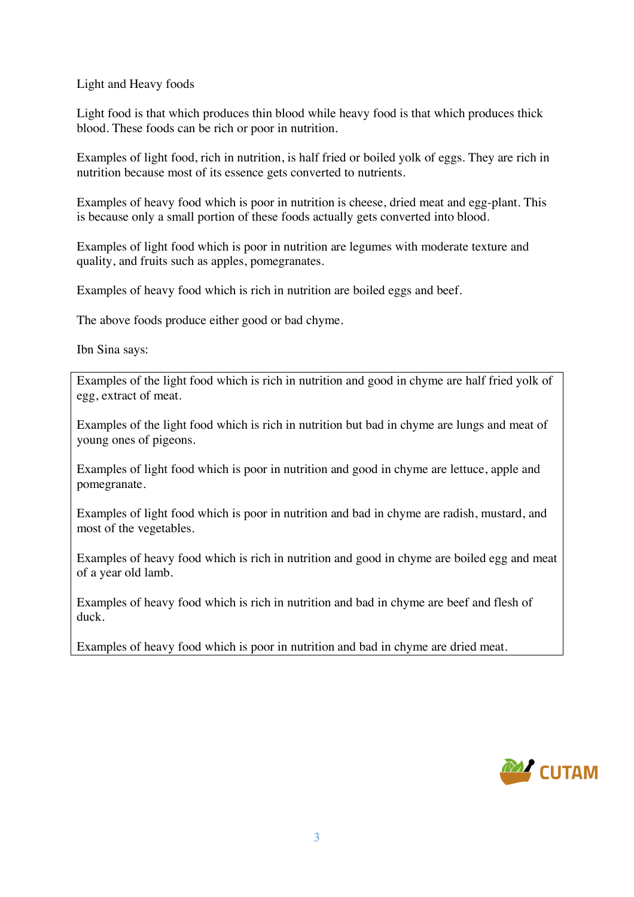Light and Heavy foods

Light food is that which produces thin blood while heavy food is that which produces thick blood. These foods can be rich or poor in nutrition.

Examples of light food, rich in nutrition, is half fried or boiled yolk of eggs. They are rich in nutrition because most of its essence gets converted to nutrients.

Examples of heavy food which is poor in nutrition is cheese, dried meat and egg-plant. This is because only a small portion of these foods actually gets converted into blood.

Examples of light food which is poor in nutrition are legumes with moderate texture and quality, and fruits such as apples, pomegranates.

Examples of heavy food which is rich in nutrition are boiled eggs and beef.

The above foods produce either good or bad chyme.

Ibn Sina says:

> Examples of the light food which is rich in nutrition and good in chyme are half fried yolk of egg, extract of meat.
>
> Examples of the light food which is rich in nutrition but bad in chyme are lungs and meat of young ones of pigeons.
>
> Examples of light food which is poor in nutrition and good in chyme are lettuce, apple and pomegranate.
>
> Examples of light food which is poor in nutrition and bad in chyme are radish, mustard, and most of the vegetables.
>
> Examples of heavy food which is rich in nutrition and good in chyme are boiled egg and meat of a year old lamb.
>
> Examples of heavy food which is rich in nutrition and bad in chyme are beef and flesh of duck.
>
> Examples of heavy food which is poor in nutrition and bad in chyme are dried meat.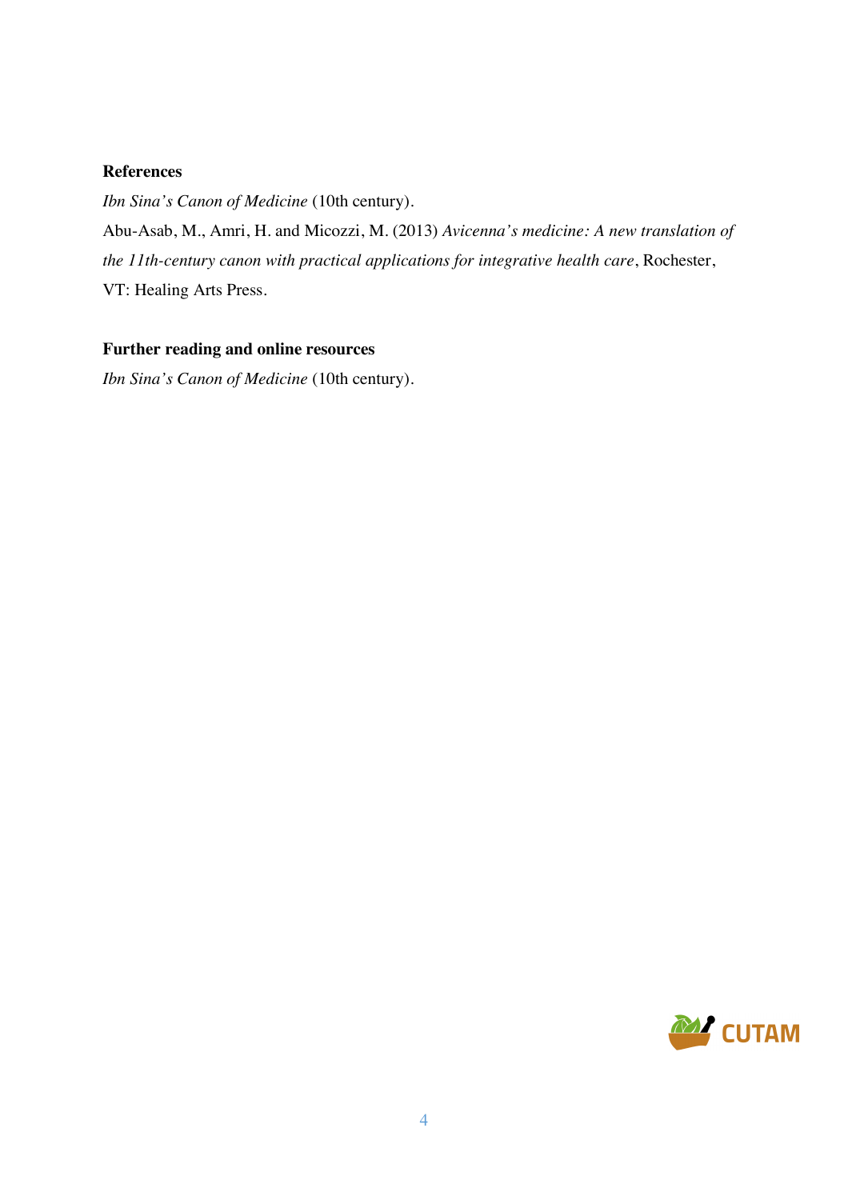**References**

*Ibn Sina's Canon of Medicine* (10th century).

Abu-Asab, M., Amri, H. and Micozzi, M. (2013) *Avicenna's medicine: A new translation of the 11th-century canon with practical applications for integrative health care*, Rochester, VT: Healing Arts Press.

**Further reading and online resources**

*Ibn Sina's Canon of Medicine* (10th century).